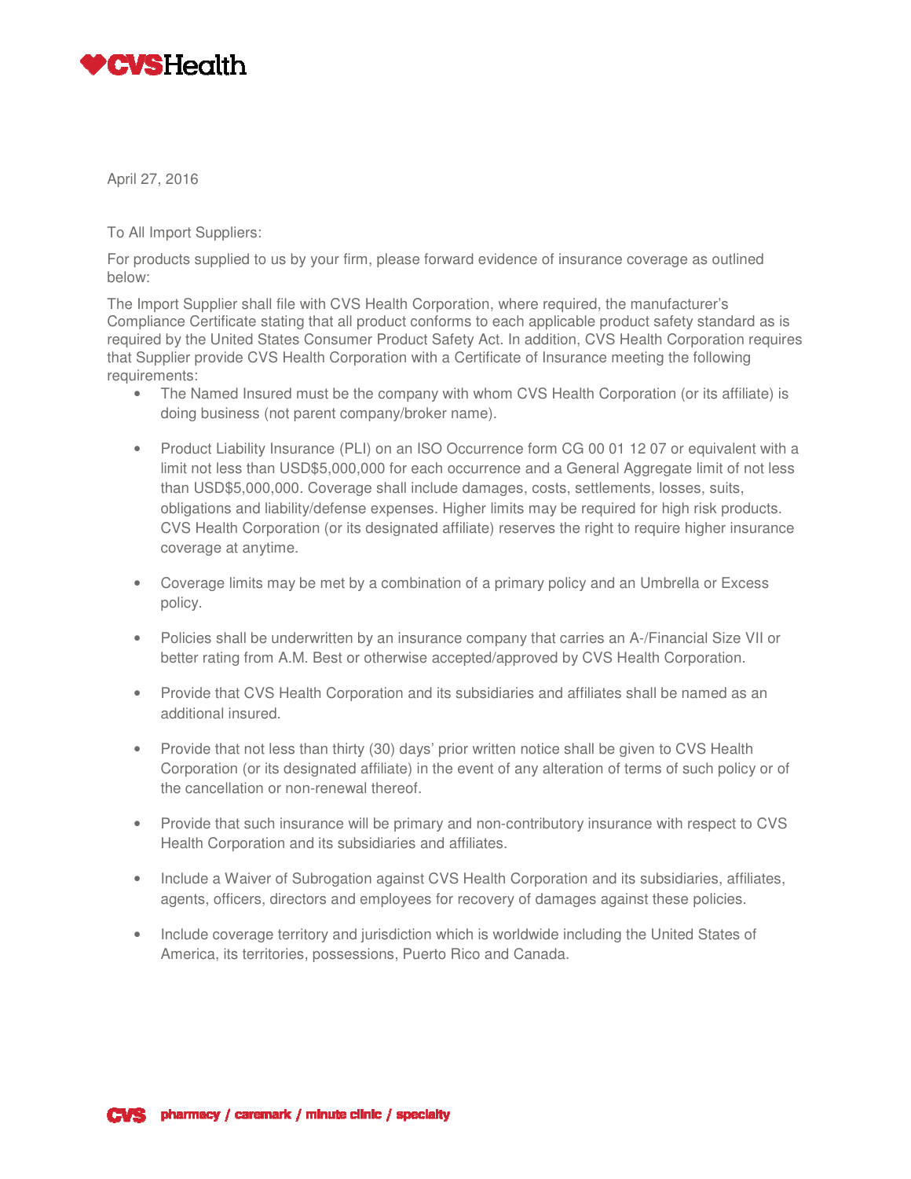CVSHealth

April 27, 2016

To All Import Suppliers:

For products supplied to us by your firm, please forward evidence of insurance coverage as outlined below:

The Import Supplier shall file with CVS Health Corporation, where required, the manufacturer's Compliance Certificate stating that all product conforms to each applicable product safety standard as is required by the United States Consumer Product Safety Act. In addition, CVS Health Corporation requires that Supplier provide CVS Health Corporation with a Certificate of Insurance meeting the following requirements:

- The Named Insured must be the company with whom CVS Health Corporation (or its affiliate) is doing business (not parent company/broker name).
- Product Liability Insurance (PLI) on an ISO Occurrence form CG 00 01 12 07 or equivalent with a limit not less than USD$5,000,000 for each occurrence and a General Aggregate limit of not less than USD$5,000,000. Coverage shall include damages, costs, settlements, losses, suits, obligations and liability/defense expenses. Higher limits may be required for high risk products. CVS Health Corporation (or its designated affiliate) reserves the right to require higher insurance coverage at anytime.
- Coverage limits may be met by a combination of a primary policy and an Umbrella or Excess policy.
- Policies shall be underwritten by an insurance company that carries an A-/Financial Size VII or better rating from A.M. Best or otherwise accepted/approved by CVS Health Corporation.
- Provide that CVS Health Corporation and its subsidiaries and affiliates shall be named as an additional insured.
- Provide that not less than thirty (30) days' prior written notice shall be given to CVS Health Corporation (or its designated affiliate) in the event of any alteration of terms of such policy or of the cancellation or non-renewal thereof.
- Provide that such insurance will be primary and non-contributory insurance with respect to CVS Health Corporation and its subsidiaries and affiliates.
- Include a Waiver of Subrogation against CVS Health Corporation and its subsidiaries, affiliates, agents, officers, directors and employees for recovery of damages against these policies.
- Include coverage territory and jurisdiction which is worldwide including the United States of America, its territories, possessions, Puerto Rico and Canada.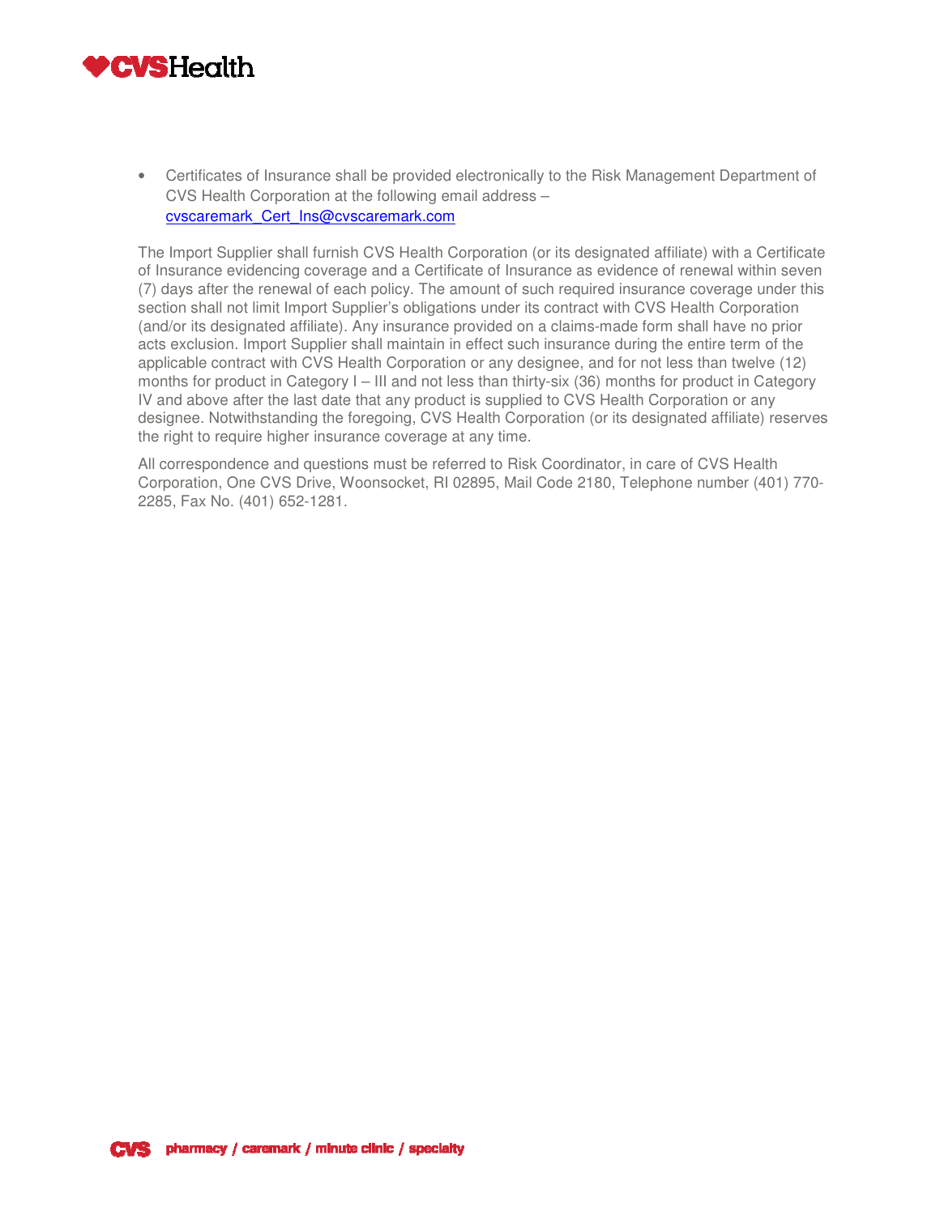- Certificates of Insurance shall be provided electronically to the Risk Management Department of CVS Health Corporation at the following email address – cvscaremark_Cert_Ins@cvscaremark.com

The Import Supplier shall furnish CVS Health Corporation (or its designated affiliate) with a Certificate of Insurance evidencing coverage and a Certificate of Insurance as evidence of renewal within seven (7) days after the renewal of each policy. The amount of such required insurance coverage under this section shall not limit Import Supplier's obligations under its contract with CVS Health Corporation (and/or its designated affiliate). Any insurance provided on a claims-made form shall have no prior acts exclusion. Import Supplier shall maintain in effect such insurance during the entire term of the applicable contract with CVS Health Corporation or any designee, and for not less than twelve (12) months for product in Category I – III and not less than thirty-six (36) months for product in Category IV and above after the last date that any product is supplied to CVS Health Corporation or any designee. Notwithstanding the foregoing, CVS Health Corporation (or its designated affiliate) reserves the right to require higher insurance coverage at any time.

All correspondence and questions must be referred to Risk Coordinator, in care of CVS Health Corporation, One CVS Drive, Woonsocket, RI 02895, Mail Code 2180, Telephone number (401) 770-2285, Fax No. (401) 652-1281.